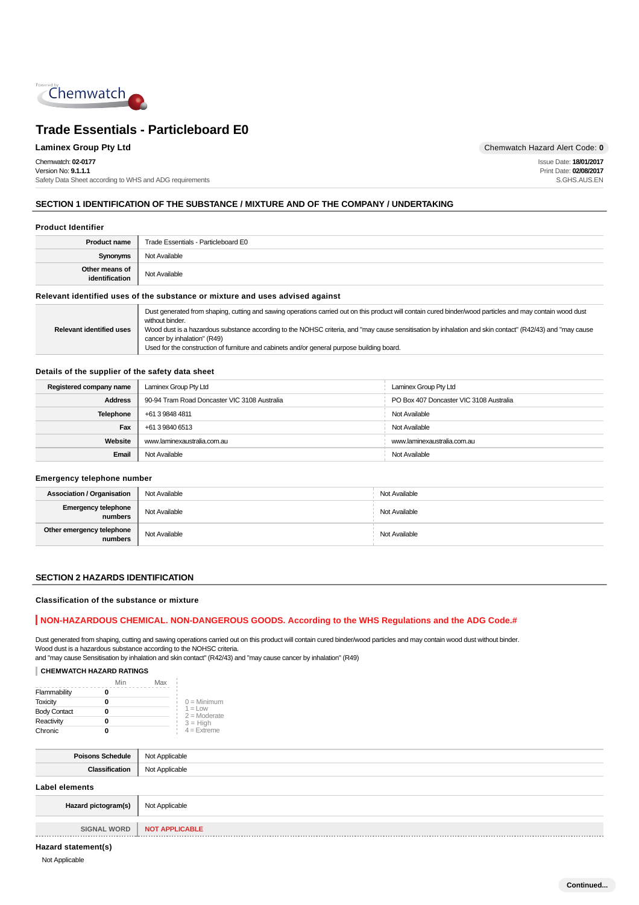# Trade Essentials - Particleboard E0

**Laminex Group Pty Ltd**

Chemwatch Hazard Alert Code: **0**

Chemwatch: **02-0177**
Version No: **9.1.1.1**
Safety Data Sheet according to WHS and ADG requirements

Issue Date: **18/01/2017**
Print Date: **02/08/2017**
S.GHS.AUS.EN

## SECTION 1 IDENTIFICATION OF THE SUBSTANCE / MIXTURE AND OF THE COMPANY / UNDERTAKING

### Product Identifier

| | |
|---|---|
| **Product name** | Trade Essentials - Particleboard E0 |
| **Synonyms** | Not Available |
| **Other means of identification** | Not Available |

### Relevant identified uses of the substance or mixture and uses advised against

| | |
|---|---|
| **Relevant identified uses** | Dust generated from shaping, cutting and sawing operations carried out on this product will contain cured binder/wood particles and may contain wood dust without binder. Wood dust is a hazardous substance according to the NOHSC criteria, and "may cause sensitisation by inhalation and skin contact" (R42/43) and "may cause cancer by inhalation" (R49) Used for the construction of furniture and cabinets and/or general purpose building board. |

### Details of the supplier of the safety data sheet

| | | |
|---|---|---|
| **Registered company name** | Laminex Group Pty Ltd | Laminex Group Pty Ltd |
| **Address** | 90-94 Tram Road Doncaster VIC 3108 Australia | PO Box 407 Doncaster VIC 3108 Australia |
| **Telephone** | +61 3 9848 4811 | Not Available |
| **Fax** | +61 3 9840 6513 | Not Available |
| **Website** | www.laminexaustralia.com.au | www.laminexaustralia.com.au |
| **Email** | Not Available | Not Available |

### Emergency telephone number

| | | |
|---|---|---|
| **Association / Organisation** | Not Available | Not Available |
| **Emergency telephone numbers** | Not Available | Not Available |
| **Other emergency telephone numbers** | Not Available | Not Available |

## SECTION 2 HAZARDS IDENTIFICATION

### Classification of the substance or mixture

**NON-HAZARDOUS CHEMICAL. NON-DANGEROUS GOODS. According to the WHS Regulations and the ADG Code.#**

Dust generated from shaping, cutting and sawing operations carried out on this product will contain cured binder/wood particles and may contain wood dust without binder.
Wood dust is a hazardous substance according to the NOHSC criteria.
and "may cause Sensitisation by inhalation and skin contact" (R42/43) and "may cause cancer by inhalation" (R49)

**CHEMWATCH HAZARD RATINGS**

| | Min | Max |
|---|---|---|
| Flammability | 0 | |
| Toxicity | 0 | |
| Body Contact | 0 | |
| Reactivity | 0 | |
| Chronic | 0 | |

0 = Minimum
1 = Low
2 = Moderate
3 = High
4 = Extreme

| | |
|---|---|
| **Poisons Schedule** | Not Applicable |
| **Classification** | Not Applicable |

### Label elements

| | |
|---|---|
| **Hazard pictogram(s)** | Not Applicable |
| **SIGNAL WORD** | **NOT APPLICABLE** |

### Hazard statement(s)

Not Applicable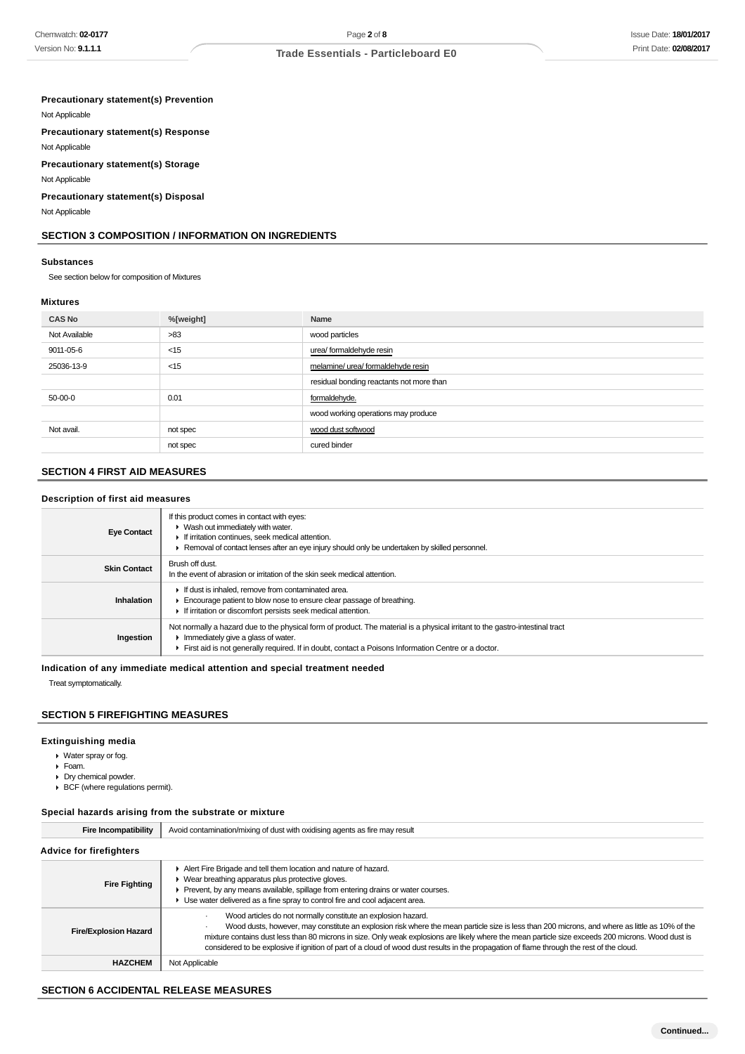**Precautionary statement(s) Prevention**

Not Applicable

**Precautionary statement(s) Response**

Not Applicable

**Precautionary statement(s) Storage**

Not Applicable

**Precautionary statement(s) Disposal**

Not Applicable

## SECTION 3 COMPOSITION / INFORMATION ON INGREDIENTS

### Substances

See section below for composition of Mixtures

### Mixtures

| CAS No | %[weight] | Name |
|---|---|---|
| Not Available | >83 | wood particles |
| 9011-05-6 | <15 | urea/ formaldehyde resin |
| 25036-13-9 | <15 | melamine/ urea/ formaldehyde resin |
| | | residual bonding reactants not more than |
| 50-00-0 | 0.01 | formaldehyde. |
| | | wood working operations may produce |
| Not avail. | not spec | wood dust softwood |
| | not spec | cured binder |

## SECTION 4 FIRST AID MEASURES

### Description of first aid measures

| | |
|---|---|
| **Eye Contact** | If this product comes in contact with eyes:<br>▸ Wash out immediately with water.<br>▸ If irritation continues, seek medical attention.<br>▸ Removal of contact lenses after an eye injury should only be undertaken by skilled personnel. |
| **Skin Contact** | Brush off dust.<br>In the event of abrasion or irritation of the skin seek medical attention. |
| **Inhalation** | ▸ If dust is inhaled, remove from contaminated area.<br>▸ Encourage patient to blow nose to ensure clear passage of breathing.<br>▸ If irritation or discomfort persists seek medical attention. |
| **Ingestion** | Not normally a hazard due to the physical form of product. The material is a physical irritant to the gastro-intestinal tract<br>▸ Immediately give a glass of water.<br>▸ First aid is not generally required. If in doubt, contact a Poisons Information Centre or a doctor. |

### Indication of any immediate medical attention and special treatment needed

Treat symptomatically.

## SECTION 5 FIREFIGHTING MEASURES

### Extinguishing media

- Water spray or fog.
- Foam.
- Dry chemical powder.
- BCF (where regulations permit).

### Special hazards arising from the substrate or mixture

| | |
|---|---|
| **Fire Incompatibility** | Avoid contamination/mixing of dust with oxidising agents as fire may result |

### Advice for firefighters

| | |
|---|---|
| **Fire Fighting** | ▸ Alert Fire Brigade and tell them location and nature of hazard.<br>▸ Wear breathing apparatus plus protective gloves.<br>▸ Prevent, by any means available, spillage from entering drains or water courses.<br>▸ Use water delivered as a fine spray to control fire and cool adjacent area. |
| **Fire/Explosion Hazard** | · Wood articles do not normally constitute an explosion hazard.<br>· Wood dusts, however, may constitute an explosion risk where the mean particle size is less than 200 microns, and where as little as 10% of the mixture contains dust less than 80 microns in size. Only weak explosions are likely where the mean particle size exceeds 200 microns. Wood dust is considered to be explosive if ignition of part of a cloud of wood dust results in the propagation of flame through the rest of the cloud. |
| **HAZCHEM** | Not Applicable |

## SECTION 6 ACCIDENTAL RELEASE MEASURES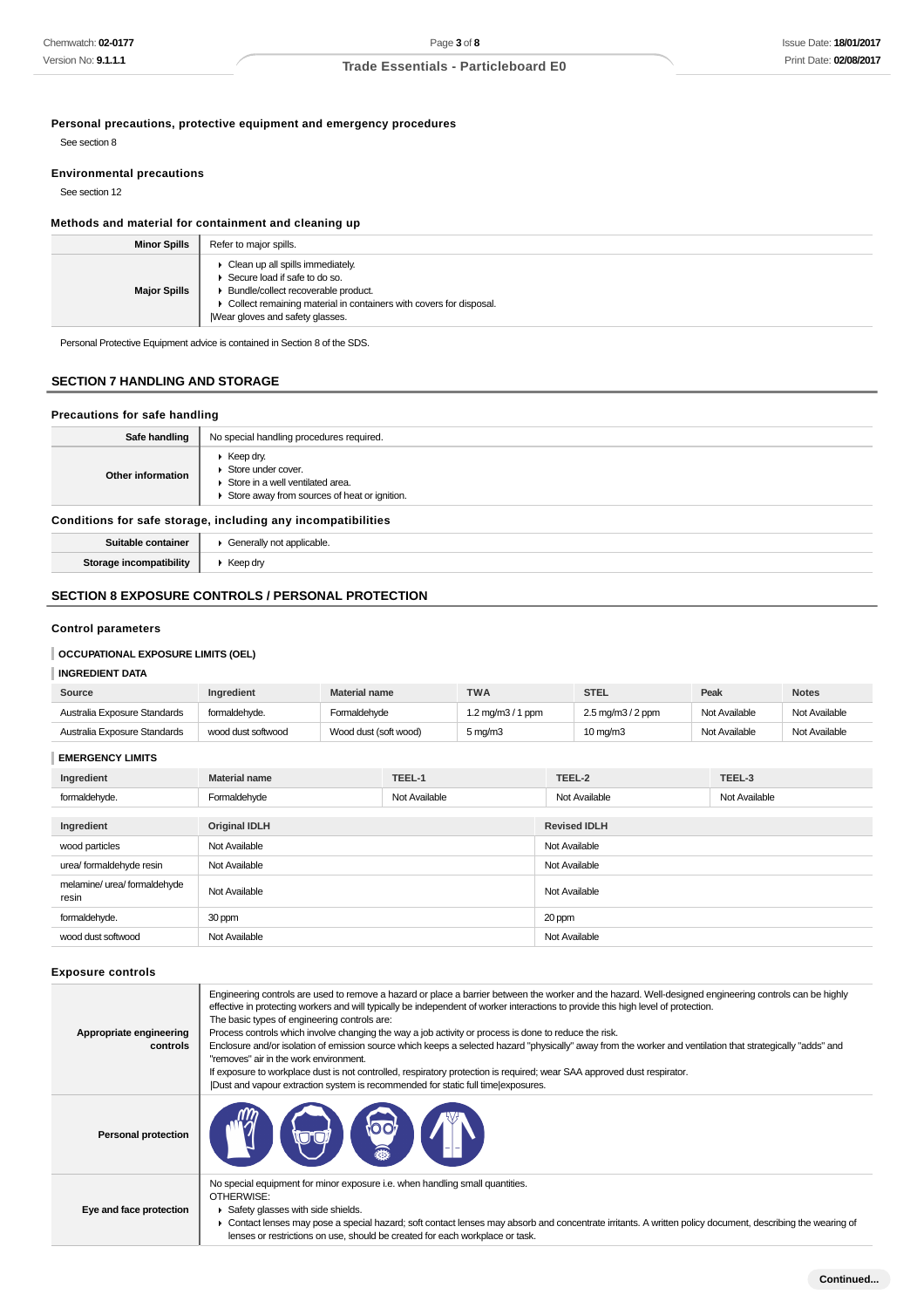### Personal precautions, protective equipment and emergency procedures

See section 8

### Environmental precautions

See section 12

### Methods and material for containment and cleaning up

| | |
|---|---|
| **Minor Spills** | Refer to major spills. |
| **Major Spills** | ▸ Clean up all spills immediately.<br>▸ Secure load if safe to do so.<br>▸ Bundle/collect recoverable product.<br>▸ Collect remaining material in containers with covers for disposal.<br>\|Wear gloves and safety glasses. |

Personal Protective Equipment advice is contained in Section 8 of the SDS.

## SECTION 7 HANDLING AND STORAGE

### Precautions for safe handling

| | |
|---|---|
| **Safe handling** | No special handling procedures required. |
| **Other information** | ▸ Keep dry.<br>▸ Store under cover.<br>▸ Store in a well ventilated area.<br>▸ Store away from sources of heat or ignition. |

### Conditions for safe storage, including any incompatibilities

| | |
|---|---|
| **Suitable container** | ▸ Generally not applicable. |
| **Storage incompatibility** | ▸ Keep dry |

## SECTION 8 EXPOSURE CONTROLS / PERSONAL PROTECTION

### Control parameters

#### OCCUPATIONAL EXPOSURE LIMITS (OEL)

#### INGREDIENT DATA

| Source | Ingredient | Material name | TWA | STEL | Peak | Notes |
|---|---|---|---|---|---|---|
| Australia Exposure Standards | formaldehyde. | Formaldehyde | 1.2 mg/m3 / 1 ppm | 2.5 mg/m3 / 2 ppm | Not Available | Not Available |
| Australia Exposure Standards | wood dust softwood | Wood dust (soft wood) | 5 mg/m3 | 10 mg/m3 | Not Available | Not Available |

#### EMERGENCY LIMITS

| Ingredient | Material name | TEEL-1 | TEEL-2 | TEEL-3 |
|---|---|---|---|---|
| formaldehyde. | Formaldehyde | Not Available | Not Available | Not Available |

| Ingredient | Original IDLH | Revised IDLH |
|---|---|---|
| wood particles | Not Available | Not Available |
| urea/ formaldehyde resin | Not Available | Not Available |
| melamine/ urea/ formaldehyde resin | Not Available | Not Available |
| formaldehyde. | 30 ppm | 20 ppm |
| wood dust softwood | Not Available | Not Available |

### Exposure controls

| | |
|---|---|
| **Appropriate engineering controls** | Engineering controls are used to remove a hazard or place a barrier between the worker and the hazard. Well-designed engineering controls can be highly effective in protecting workers and will typically be independent of worker interactions to provide this high level of protection.<br>The basic types of engineering controls are:<br>Process controls which involve changing the way a job activity or process is done to reduce the risk.<br>Enclosure and/or isolation of emission source which keeps a selected hazard "physically" away from the worker and ventilation that strategically "adds" and "removes" air in the work environment.<br>If exposure to workplace dust is not controlled, respiratory protection is required; wear SAA approved dust respirator.<br>\|Dust and vapour extraction system is recommended for static full time\|exposures. |
| **Personal protection** | |
| **Eye and face protection** | No special equipment for minor exposure i.e. when handling small quantities.<br>OTHERWISE:<br>▸ Safety glasses with side shields.<br>▸ Contact lenses may pose a special hazard; soft contact lenses may absorb and concentrate irritants. A written policy document, describing the wearing of lenses or restrictions on use, should be created for each workplace or task. |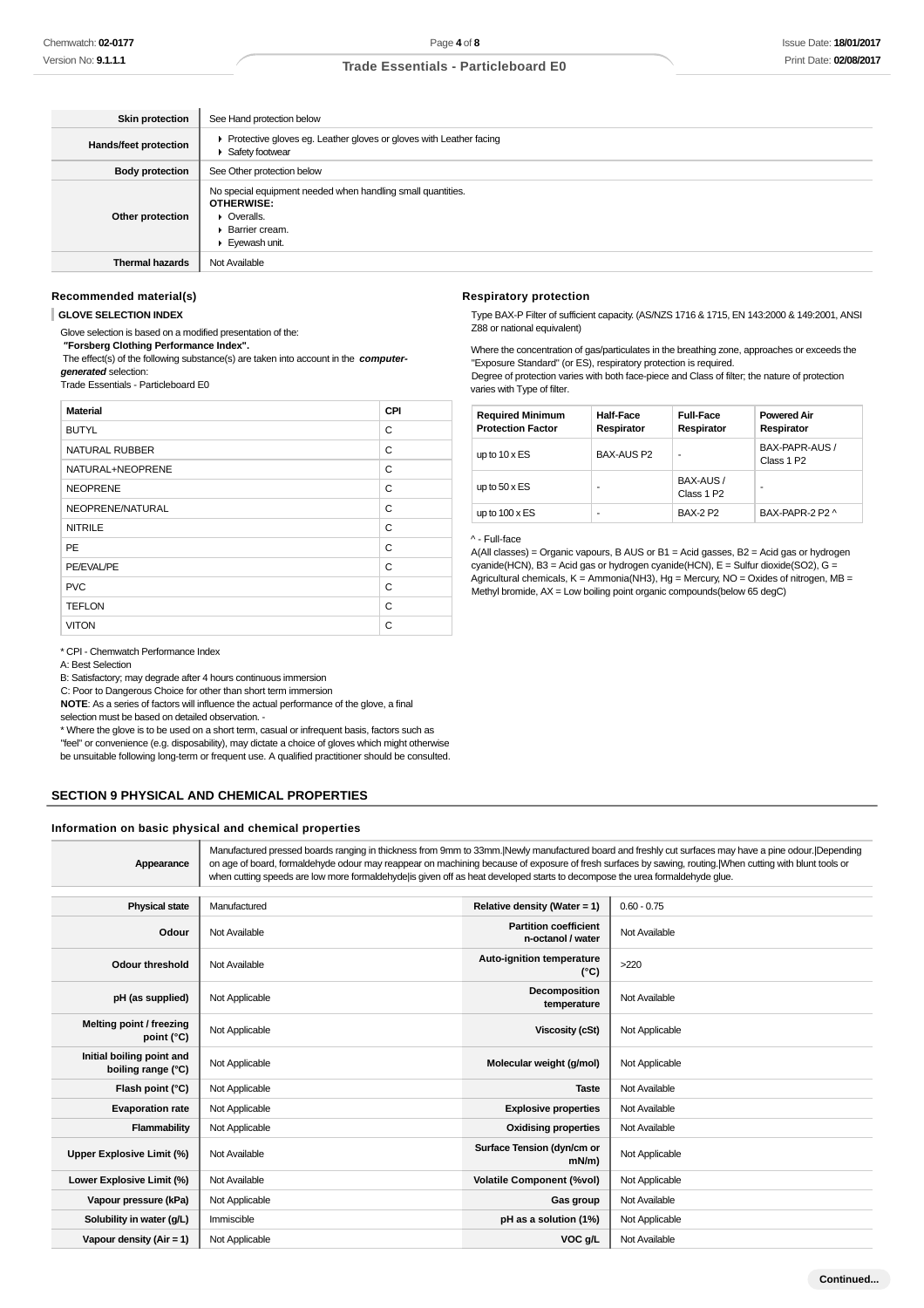| | |
|---|---|
| **Skin protection** | See Hand protection below |
| **Hands/feet protection** | ▸ Protective gloves eg. Leather gloves or gloves with Leather facing<br>▸ Safety footwear |
| **Body protection** | See Other protection below |
| **Other protection** | No special equipment needed when handling small quantities.<br>**OTHERWISE:**<br>▸ Overalls.<br>▸ Barrier cream.<br>▸ Eyewash unit. |
| **Thermal hazards** | Not Available |

### Recommended material(s)

**GLOVE SELECTION INDEX**

Glove selection is based on a modified presentation of the:
***"Forsberg Clothing Performance Index".***
The effect(s) of the following substance(s) are taken into account in the ***computer-generated*** selection:
Trade Essentials - Particleboard E0

| Material | CPI |
|---|---|
| BUTYL | C |
| NATURAL RUBBER | C |
| NATURAL+NEOPRENE | C |
| NEOPRENE | C |
| NEOPRENE/NATURAL | C |
| NITRILE | C |
| PE | C |
| PE/EVAL/PE | C |
| PVC | C |
| TEFLON | C |
| VITON | C |

\* CPI - Chemwatch Performance Index
A: Best Selection
B: Satisfactory; may degrade after 4 hours continuous immersion
C: Poor to Dangerous Choice for other than short term immersion
**NOTE**: As a series of factors will influence the actual performance of the glove, a final selection must be based on detailed observation. -
\* Where the glove is to be used on a short term, casual or infrequent basis, factors such as "feel" or convenience (e.g. disposability), may dictate a choice of gloves which might otherwise be unsuitable following long-term or frequent use. A qualified practitioner should be consulted.

### Respiratory protection

Type BAX-P Filter of sufficient capacity. (AS/NZS 1716 & 1715, EN 143:2000 & 149:2001, ANSI Z88 or national equivalent)

Where the concentration of gas/particulates in the breathing zone, approaches or exceeds the "Exposure Standard" (or ES), respiratory protection is required.
Degree of protection varies with both face-piece and Class of filter; the nature of protection varies with Type of filter.

| Required Minimum Protection Factor | Half-Face Respirator | Full-Face Respirator | Powered Air Respirator |
|---|---|---|---|
| up to 10 x ES | BAX-AUS P2 | - | BAX-PAPR-AUS / Class 1 P2 |
| up to 50 x ES | - | BAX-AUS / Class 1 P2 | - |
| up to 100 x ES | - | BAX-2 P2 | BAX-PAPR-2 P2 ^ |

^ - Full-face
A(All classes) = Organic vapours, B AUS or B1 = Acid gasses, B2 = Acid gas or hydrogen cyanide(HCN), B3 = Acid gas or hydrogen cyanide(HCN), E = Sulfur dioxide($SO_2$), G = Agricultural chemicals, K = Ammonia($NH_3$), Hg = Mercury, NO = Oxides of nitrogen, MB = Methyl bromide, AX = Low boiling point organic compounds(below 65 degC)

## SECTION 9 PHYSICAL AND CHEMICAL PROPERTIES

### Information on basic physical and chemical properties

| | |
|---|---|
| **Appearance** | Manufactured pressed boards ranging in thickness from 9mm to 33mm.\|Newly manufactured board and freshly cut surfaces may have a pine odour.\|Depending on age of board, formaldehyde odour may reappear on machining because of exposure of fresh surfaces by sawing, routing.\|When cutting with blunt tools or when cutting speeds are low more formaldehyde\|is given off as heat developed starts to decompose the urea formaldehyde glue. |

| | | | |
|---|---|---|---|
| **Physical state** | Manufactured | **Relative density (Water = 1)** | 0.60 - 0.75 |
| **Odour** | Not Available | **Partition coefficient n-octanol / water** | Not Available |
| **Odour threshold** | Not Available | **Auto-ignition temperature (°C)** | >220 |
| **pH (as supplied)** | Not Applicable | **Decomposition temperature** | Not Available |
| **Melting point / freezing point (°C)** | Not Applicable | **Viscosity (cSt)** | Not Applicable |
| **Initial boiling point and boiling range (°C)** | Not Applicable | **Molecular weight (g/mol)** | Not Applicable |
| **Flash point (°C)** | Not Applicable | **Taste** | Not Available |
| **Evaporation rate** | Not Applicable | **Explosive properties** | Not Available |
| **Flammability** | Not Applicable | **Oxidising properties** | Not Available |
| **Upper Explosive Limit (%)** | Not Available | **Surface Tension (dyn/cm or mN/m)** | Not Applicable |
| **Lower Explosive Limit (%)** | Not Available | **Volatile Component (%vol)** | Not Applicable |
| **Vapour pressure (kPa)** | Not Applicable | **Gas group** | Not Available |
| **Solubility in water (g/L)** | Immiscible | **pH as a solution (1%)** | Not Applicable |
| **Vapour density (Air = 1)** | Not Applicable | **VOC g/L** | Not Available |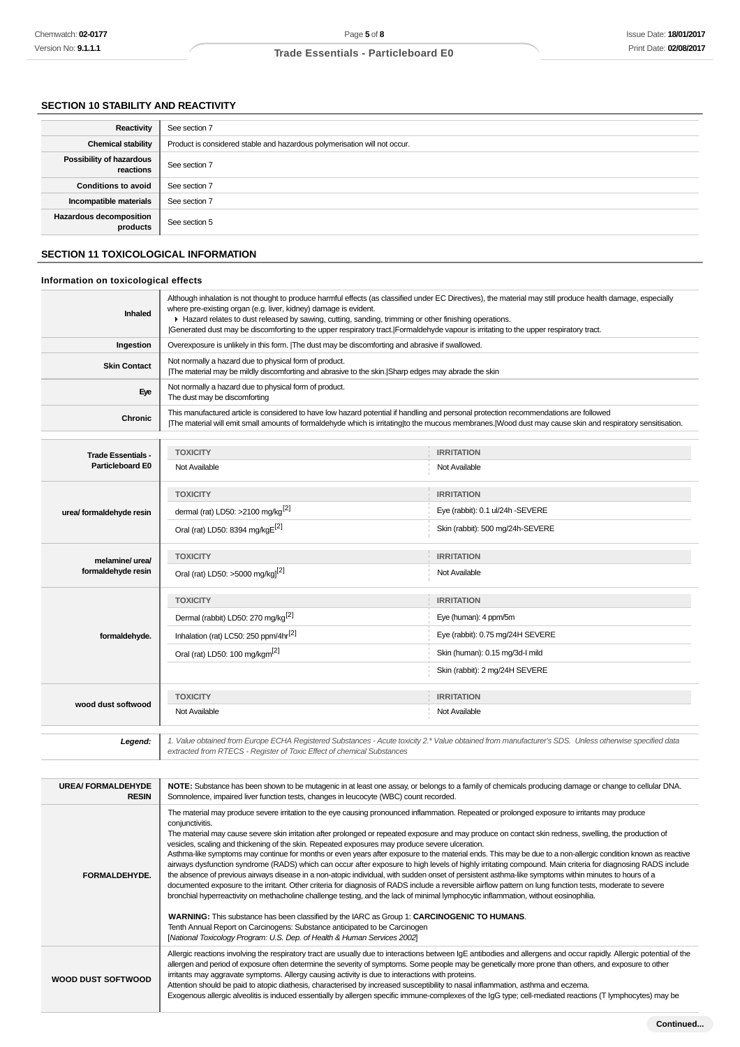## SECTION 10 STABILITY AND REACTIVITY

| | |
|---|---|
| **Reactivity** | See section 7 |
| **Chemical stability** | Product is considered stable and hazardous polymerisation will not occur. |
| **Possibility of hazardous reactions** | See section 7 |
| **Conditions to avoid** | See section 7 |
| **Incompatible materials** | See section 7 |
| **Hazardous decomposition products** | See section 5 |

## SECTION 11 TOXICOLOGICAL INFORMATION

### Information on toxicological effects

| | |
|---|---|
| **Inhaled** | Although inhalation is not thought to produce harmful effects (as classified under EC Directives), the material may still produce health damage, especially where pre-existing organ (e.g. liver, kidney) damage is evident. ▸ Hazard relates to dust released by sawing, cutting, sanding, trimming or other finishing operations. \|Generated dust may be discomforting to the upper respiratory tract.\|Formaldehyde vapour is irritating to the upper respiratory tract. |
| **Ingestion** | Overexposure is unlikely in this form. \|The dust may be discomforting and abrasive if swallowed. |
| **Skin Contact** | Not normally a hazard due to physical form of product. \|The material may be mildly discomforting and abrasive to the skin.\|Sharp edges may abrade the skin |
| **Eye** | Not normally a hazard due to physical form of product. The dust may be discomforting |
| **Chronic** | This manufactured article is considered to have low hazard potential if handling and personal protection recommendations are followed \|The material will emit small amounts of formaldehyde which is irritating\|to the mucous membranes.\|Wood dust may cause skin and respiratory sensitisation. |

| | TOXICITY | IRRITATION |
|---|---|---|
| **Trade Essentials - Particleboard E0** | Not Available | Not Available |
| **urea/ formaldehyde resin** | dermal (rat) LD50: >2100 mg/kg[2] | Eye (rabbit): 0.1 ul/24h -SEVERE |
| | Oral (rat) LD50: 8394 mg/kgE[2] | Skin (rabbit): 500 mg/24h-SEVERE |
| **melamine/ urea/ formaldehyde resin** | Oral (rat) LD50: >5000 mg/kg][2] | Not Available |
| **formaldehyde.** | Dermal (rabbit) LD50: 270 mg/kg[2] | Eye (human): 4 ppm/5m |
| | Inhalation (rat) LC50: 250 ppm/4hr[2] | Eye (rabbit): 0.75 mg/24H SEVERE |
| | Oral (rat) LD50: 100 mg/kgm[2] | Skin (human): 0.15 mg/3d-I mild |
| | | Skin (rabbit): 2 mg/24H SEVERE |
| **wood dust softwood** | Not Available | Not Available |

| | |
|---|---|
| ***Legend:*** | *1. Value obtained from Europe ECHA Registered Substances - Acute toxicity 2.\* Value obtained from manufacturer's SDS. Unless otherwise specified data extracted from RTECS - Register of Toxic Effect of chemical Substances* |

| | |
|---|---|
| **UREA/ FORMALDEHYDE RESIN** | **NOTE:** Substance has been shown to be mutagenic in at least one assay, or belongs to a family of chemicals producing damage or change to cellular DNA. Somnolence, impaired liver function tests, changes in leucocyte (WBC) count recorded. |
| **FORMALDEHYDE.** | The material may produce severe irritation to the eye causing pronounced inflammation. Repeated or prolonged exposure to irritants may produce conjunctivitis. The material may cause severe skin irritation after prolonged or repeated exposure and may produce on contact skin redness, swelling, the production of vesicles, scaling and thickening of the skin. Repeated exposures may produce severe ulceration. Asthma-like symptoms may continue for months or even years after exposure to the material ends. This may be due to a non-allergic condition known as reactive airways dysfunction syndrome (RADS) which can occur after exposure to high levels of highly irritating compound. Main criteria for diagnosing RADS include the absence of previous airways disease in a non-atopic individual, with sudden onset of persistent asthma-like symptoms within minutes to hours of a documented exposure to the irritant. Other criteria for diagnosis of RADS include a reversible airflow pattern on lung function tests, moderate to severe bronchial hyperreactivity on methacholine challenge testing, and the lack of minimal lymphocytic inflammation, without eosinophilia. **WARNING:** This substance has been classified by the IARC as Group 1: **CARCINOGENIC TO HUMANS**. Tenth Annual Report on Carcinogens: Substance anticipated to be Carcinogen [*National Toxicology Program: U.S. Dep. of Health & Human Services 2002*] |
| **WOOD DUST SOFTWOOD** | Allergic reactions involving the respiratory tract are usually due to interactions between IgE antibodies and allergens and occur rapidly. Allergic potential of the allergen and period of exposure often determine the severity of symptoms. Some people may be genetically more prone than others, and exposure to other irritants may aggravate symptoms. Allergy causing activity is due to interactions with proteins. Attention should be paid to atopic diathesis, characterised by increased susceptibility to nasal inflammation, asthma and eczema. Exogenous allergic alveolitis is induced essentially by allergen specific immune-complexes of the IgG type; cell-mediated reactions (T lymphocytes) may be |

**Continued...**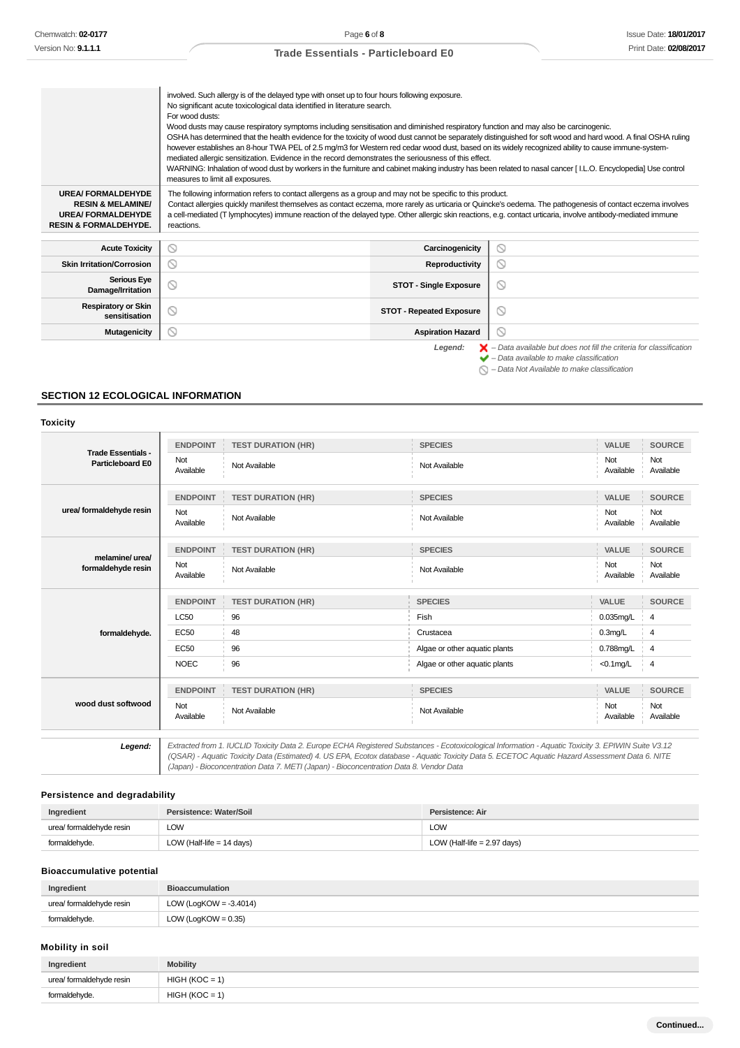| | |
|---|---|
| | involved. Such allergy is of the delayed type with onset up to four hours following exposure.<br>No significant acute toxicological data identified in literature search.<br>For wood dusts:<br>Wood dusts may cause respiratory symptoms including sensitisation and diminished respiratory function and may also be carcinogenic.<br>OSHA has determined that the health evidence for the toxicity of wood dust cannot be separately distinguished for soft wood and hard wood. A final OSHA ruling however establishes an 8-hour TWA PEL of 2.5 mg/m3 for Western red cedar wood dust, based on its widely recognized ability to cause immune-system-mediated allergic sensitization. Evidence in the record demonstrates the seriousness of this effect.<br>WARNING: Inhalation of wood dust by workers in the furniture and cabinet making industry has been related to nasal cancer [ I.L.O. Encyclopedia] Use control measures to limit all exposures. |
| **UREA/ FORMALDEHYDE RESIN & MELAMINE/ UREA/ FORMALDEHYDE RESIN & FORMALDEHYDE.** | The following information refers to contact allergens as a group and may not be specific to this product.<br>Contact allergies quickly manifest themselves as contact eczema, more rarely as urticaria or Quincke's oedema. The pathogenesis of contact eczema involves a cell-mediated (T lymphocytes) immune reaction of the delayed type. Other allergic skin reactions, e.g. contact urticaria, involve antibody-mediated immune reactions. |

| | | | |
|---|---|---|---|
| **Acute Toxicity** | ⃠ | **Carcinogenicity** | ⃠ |
| **Skin Irritation/Corrosion** | ⃠ | **Reproductivity** | ⃠ |
| **Serious Eye Damage/Irritation** | ⃠ | **STOT - Single Exposure** | ⃠ |
| **Respiratory or Skin sensitisation** | ⃠ | **STOT - Repeated Exposure** | ⃠ |
| **Mutagenicity** | ⃠ | **Aspiration Hazard** | ⃠ |

*Legend:*
✘ *– Data available but does not fill the criteria for classification*
✔ *– Data available to make classification*
⃠ *– Data Not Available to make classification*

## SECTION 12 ECOLOGICAL INFORMATION

### Toxicity

| | ENDPOINT | TEST DURATION (HR) | SPECIES | VALUE | SOURCE |
|---|---|---|---|---|---|
| **Trade Essentials - Particleboard E0** | Not Available | Not Available | Not Available | Not Available | Not Available |
| **urea/ formaldehyde resin** | Not Available | Not Available | Not Available | Not Available | Not Available |
| **melamine/ urea/ formaldehyde resin** | Not Available | Not Available | Not Available | Not Available | Not Available |
| **formaldehyde.** | LC50 | 96 | Fish | 0.035mg/L | 4 |
| | EC50 | 48 | Crustacea | 0.3mg/L | 4 |
| | EC50 | 96 | Algae or other aquatic plants | 0.788mg/L | 4 |
| | NOEC | 96 | Algae or other aquatic plants | <0.1mg/L | 4 |
| **wood dust softwood** | Not Available | Not Available | Not Available | Not Available | Not Available |

**Legend:** *Extracted from 1. IUCLID Toxicity Data 2. Europe ECHA Registered Substances - Ecotoxicological Information - Aquatic Toxicity 3. EPIWIN Suite V3.12 (QSAR) - Aquatic Toxicity Data (Estimated) 4. US EPA, Ecotox database - Aquatic Toxicity Data 5. ECETOC Aquatic Hazard Assessment Data 6. NITE (Japan) - Bioconcentration Data 7. METI (Japan) - Bioconcentration Data 8. Vendor Data*

### Persistence and degradability

| Ingredient | Persistence: Water/Soil | Persistence: Air |
|---|---|---|
| urea/ formaldehyde resin | LOW | LOW |
| formaldehyde. | LOW (Half-life = 14 days) | LOW (Half-life = 2.97 days) |

### Bioaccumulative potential

| Ingredient | Bioaccumulation |
|---|---|
| urea/ formaldehyde resin | LOW (LogKOW = -3.4014) |
| formaldehyde. | LOW (LogKOW = 0.35) |

### Mobility in soil

| Ingredient | Mobility |
|---|---|
| urea/ formaldehyde resin | HIGH (KOC = 1) |
| formaldehyde. | HIGH (KOC = 1) |

**Continued...**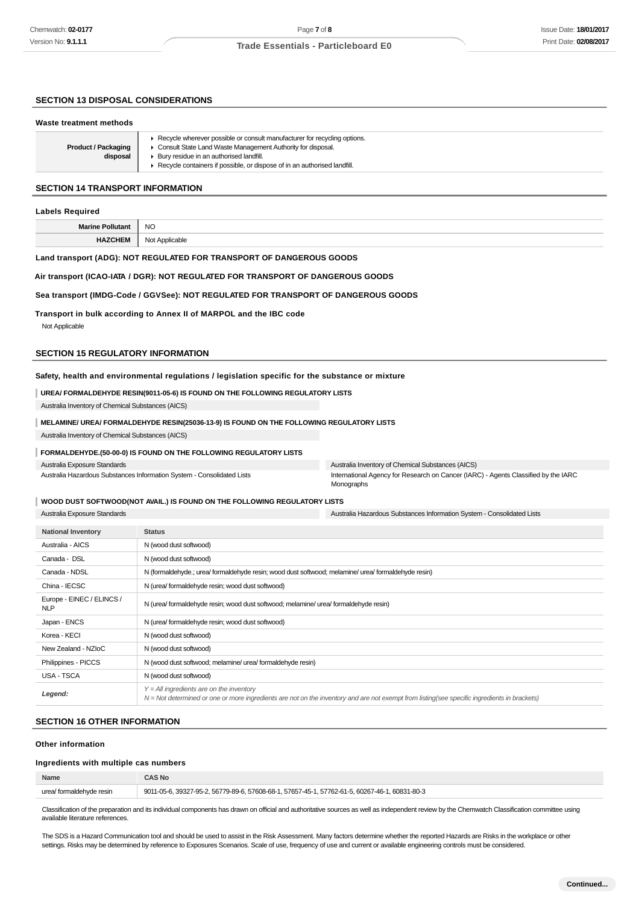## SECTION 13 DISPOSAL CONSIDERATIONS

### Waste treatment methods

| | |
|---|---|
| **Product / Packaging disposal** | ▸ Recycle wherever possible or consult manufacturer for recycling options.<br>▸ Consult State Land Waste Management Authority for disposal.<br>▸ Bury residue in an authorised landfill.<br>▸ Recycle containers if possible, or dispose of in an authorised landfill. |

## SECTION 14 TRANSPORT INFORMATION

### Labels Required

| | |
|---|---|
| **Marine Pollutant** | NO |
| **HAZCHEM** | Not Applicable |

**Land transport (ADG): NOT REGULATED FOR TRANSPORT OF DANGEROUS GOODS**

**Air transport (ICAO-IATA / DGR): NOT REGULATED FOR TRANSPORT OF DANGEROUS GOODS**

**Sea transport (IMDG-Code / GGVSee): NOT REGULATED FOR TRANSPORT OF DANGEROUS GOODS**

**Transport in bulk according to Annex II of MARPOL and the IBC code**

Not Applicable

## SECTION 15 REGULATORY INFORMATION

### Safety, health and environmental regulations / legislation specific for the substance or mixture

**UREA/ FORMALDEHYDE RESIN(9011-05-6) IS FOUND ON THE FOLLOWING REGULATORY LISTS**

Australia Inventory of Chemical Substances (AICS)

**MELAMINE/ UREA/ FORMALDEHYDE RESIN(25036-13-9) IS FOUND ON THE FOLLOWING REGULATORY LISTS**

Australia Inventory of Chemical Substances (AICS)

**FORMALDEHYDE.(50-00-0) IS FOUND ON THE FOLLOWING REGULATORY LISTS**

| | |
|---|---|
| Australia Exposure Standards | Australia Inventory of Chemical Substances (AICS) |
| Australia Hazardous Substances Information System - Consolidated Lists | International Agency for Research on Cancer (IARC) - Agents Classified by the IARC Monographs |

**WOOD DUST SOFTWOOD(NOT AVAIL.) IS FOUND ON THE FOLLOWING REGULATORY LISTS**

| | |
|---|---|
| Australia Exposure Standards | Australia Hazardous Substances Information System - Consolidated Lists |

| National Inventory | Status |
|---|---|
| Australia - AICS | N (wood dust softwood) |
| Canada - DSL | N (wood dust softwood) |
| Canada - NDSL | N (formaldehyde.; urea/ formaldehyde resin; wood dust softwood; melamine/ urea/ formaldehyde resin) |
| China - IECSC | N (urea/ formaldehyde resin; wood dust softwood) |
| Europe - EINEC / ELINCS / NLP | N (urea/ formaldehyde resin; wood dust softwood; melamine/ urea/ formaldehyde resin) |
| Japan - ENCS | N (urea/ formaldehyde resin; wood dust softwood) |
| Korea - KECI | N (wood dust softwood) |
| New Zealand - NZIoC | N (wood dust softwood) |
| Philippines - PICCS | N (wood dust softwood; melamine/ urea/ formaldehyde resin) |
| USA - TSCA | N (wood dust softwood) |
| *Legend:* | *Y = All ingredients are on the inventory*<br>*N = Not determined or one or more ingredients are not on the inventory and are not exempt from listing(see specific ingredients in brackets)* |

## SECTION 16 OTHER INFORMATION

### Other information

### Ingredients with multiple cas numbers

| Name | CAS No |
|---|---|
| urea/ formaldehyde resin | 9011-05-6, 39327-95-2, 56779-89-6, 57608-68-1, 57657-45-1, 57762-61-5, 60267-46-1, 60831-80-3 |

Classification of the preparation and its individual components has drawn on official and authoritative sources as well as independent review by the Chemwatch Classification committee using available literature references.

The SDS is a Hazard Communication tool and should be used to assist in the Risk Assessment. Many factors determine whether the reported Hazards are Risks in the workplace or other settings. Risks may be determined by reference to Exposures Scenarios. Scale of use, frequency of use and current or available engineering controls must be considered.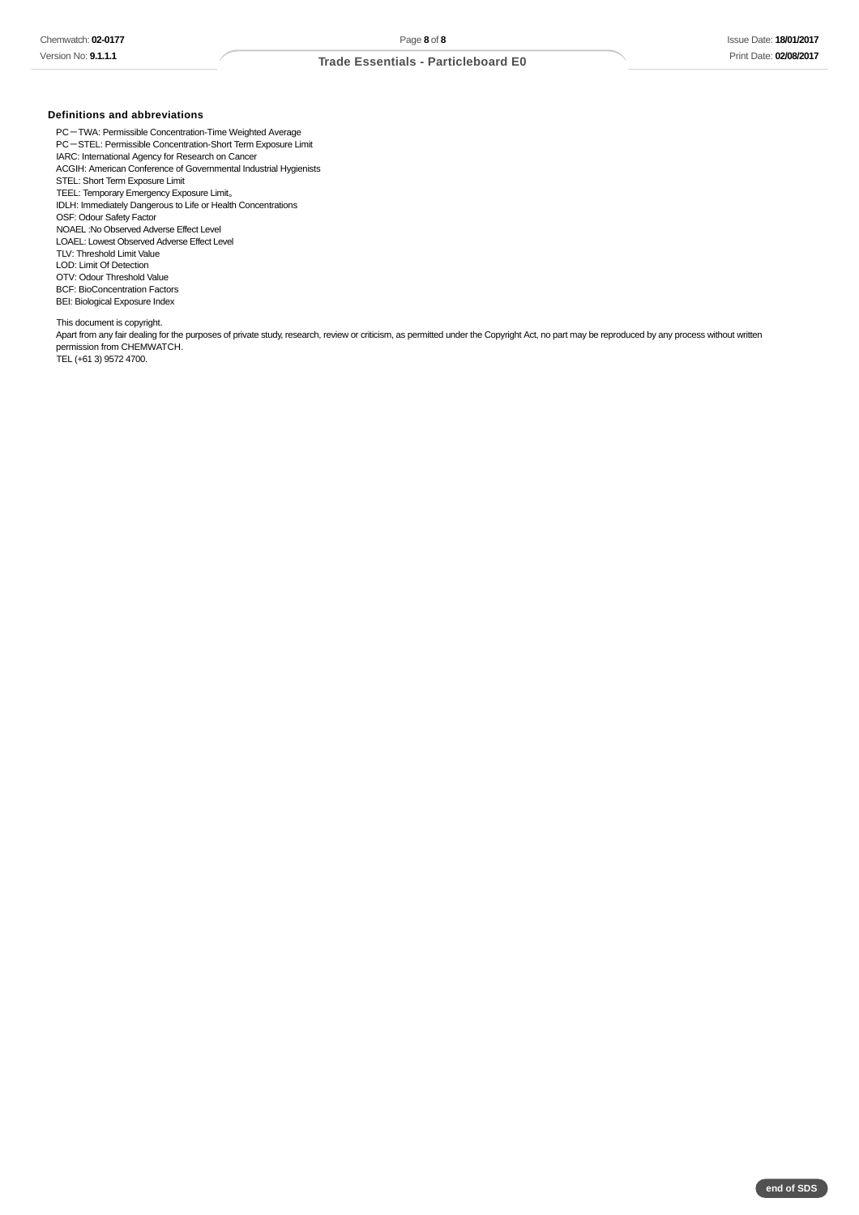### Definitions and abbreviations

PC－TWA: Permissible Concentration-Time Weighted Average
PC－STEL: Permissible Concentration-Short Term Exposure Limit
IARC: International Agency for Research on Cancer
ACGIH: American Conference of Governmental Industrial Hygienists
STEL: Short Term Exposure Limit
TEEL: Temporary Emergency Exposure Limit。
IDLH: Immediately Dangerous to Life or Health Concentrations
OSF: Odour Safety Factor
NOAEL :No Observed Adverse Effect Level
LOAEL: Lowest Observed Adverse Effect Level
TLV: Threshold Limit Value
LOD: Limit Of Detection
OTV: Odour Threshold Value
BCF: BioConcentration Factors
BEI: Biological Exposure Index

This document is copyright.
Apart from any fair dealing for the purposes of private study, research, review or criticism, as permitted under the Copyright Act, no part may be reproduced by any process without written permission from CHEMWATCH.
TEL (+61 3) 9572 4700.

**end of SDS**